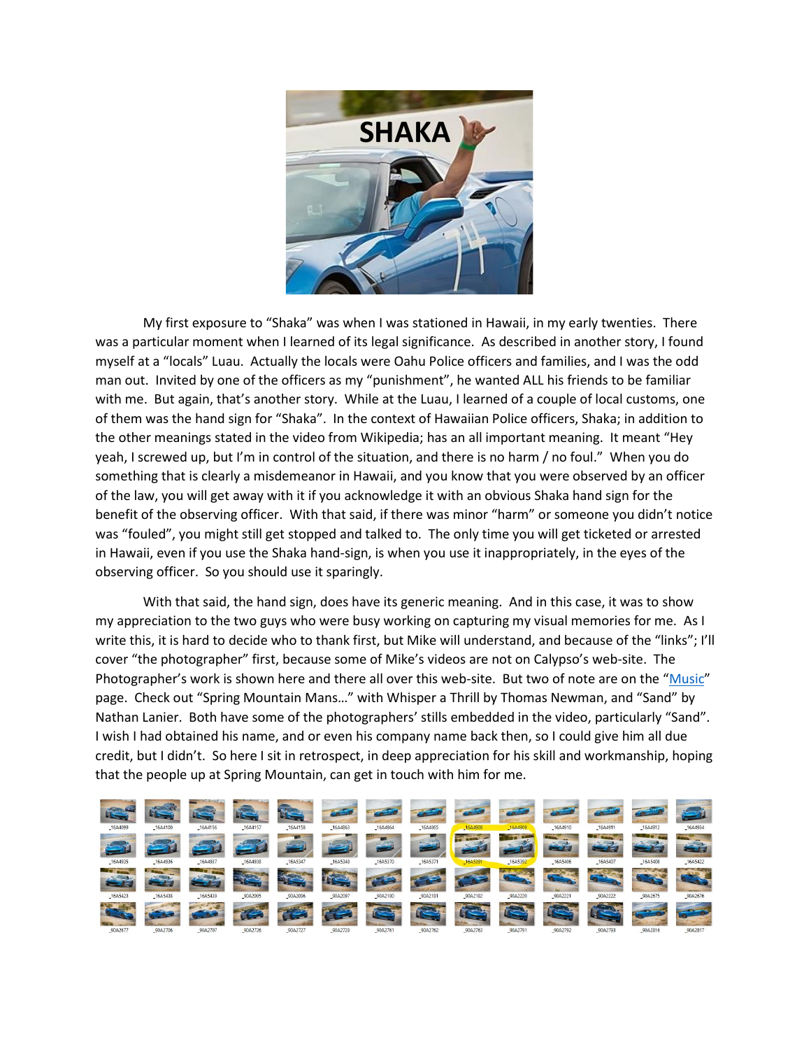My first exposure to "Shaka" was when I was stationed in Hawaii, in my early twenties. There was a particular moment when I learned of its legal significance. As described in another story, I found myself at a "locals" Luau. Actually the locals were Oahu Police officers and families, and I was the odd man out. Invited by one of the officers as my "punishment", he wanted ALL his friends to be familiar with me. But again, that's another story. While at the Luau, I learned of a couple of local customs, one of them was the hand sign for "Shaka". In the context of Hawaiian Police officers, Shaka; in addition to the other meanings stated in the video from Wikipedia; has an all important meaning. It meant "Hey yeah, I screwed up, but I'm in control of the situation, and there is no harm / no foul." When you do something that is clearly a misdemeanor in Hawaii, and you know that you were observed by an officer of the law, you will get away with it if you acknowledge it with an obvious Shaka hand sign for the benefit of the observing officer. With that said, if there was minor "harm" or someone you didn't notice was "fouled", you might still get stopped and talked to. The only time you will get ticketed or arrested in Hawaii, even if you use the Shaka hand-sign, is when you use it inappropriately, in the eyes of the observing officer. So you should use it sparingly.

With that said, the hand sign, does have its generic meaning. And in this case, it was to show my appreciation to the two guys who were busy working on capturing my visual memories for me. As I write this, it is hard to decide who to thank first, but Mike will understand, and because of the "links"; I'll cover "the photographer" first, because some of Mike's videos are not on Calypso's web-site. The Photographer's work is shown here and there all over this web-site. But two of note are on the "Music" page. Check out "Spring Mountain Mans…" with Whisper a Thrill by Thomas Newman, and "Sand" by Nathan Lanier. Both have some of the photographers' stills embedded in the video, particularly "Sand". I wish I had obtained his name, and or even his company name back then, so I could give him all due credit, but I didn't. So here I sit in retrospect, in deep appreciation for his skill and workmanship, hoping that the people up at Spring Mountain, can get in touch with him for me.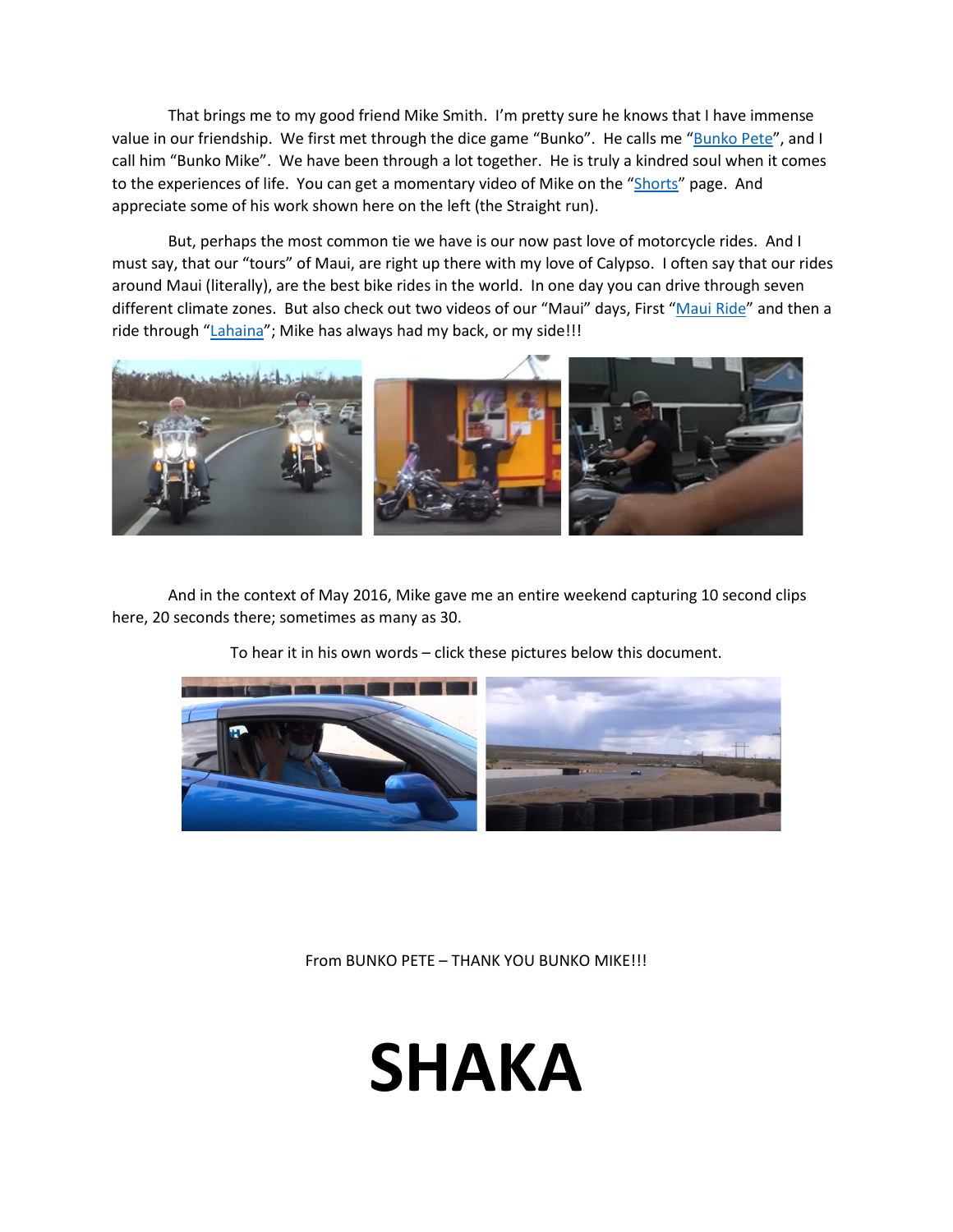That brings me to my good friend Mike Smith. I'm pretty sure he knows that I have immense value in our friendship. We first met through the dice game "Bunko". He calls me "Bunko Pete", and I call him "Bunko Mike". We have been through a lot together. He is truly a kindred soul when it comes to the experiences of life. You can get a momentary video of Mike on the "Shorts" page. And appreciate some of his work shown here on the left (the Straight run).

But, perhaps the most common tie we have is our now past love of motorcycle rides. And I must say, that our "tours" of Maui, are right up there with my love of Calypso. I often say that our rides around Maui (literally), are the best bike rides in the world. In one day you can drive through seven different climate zones. But also check out two videos of our "Maui" days, First "Maui Ride" and then a ride through "Lahaina"; Mike has always had my back, or my side!!!

And in the context of May 2016, Mike gave me an entire weekend capturing 10 second clips here, 20 seconds there; sometimes as many as 30.

To hear it in his own words – click these pictures below this document.

From BUNKO PETE – THANK YOU BUNKO MIKE!!!

# SHAKA